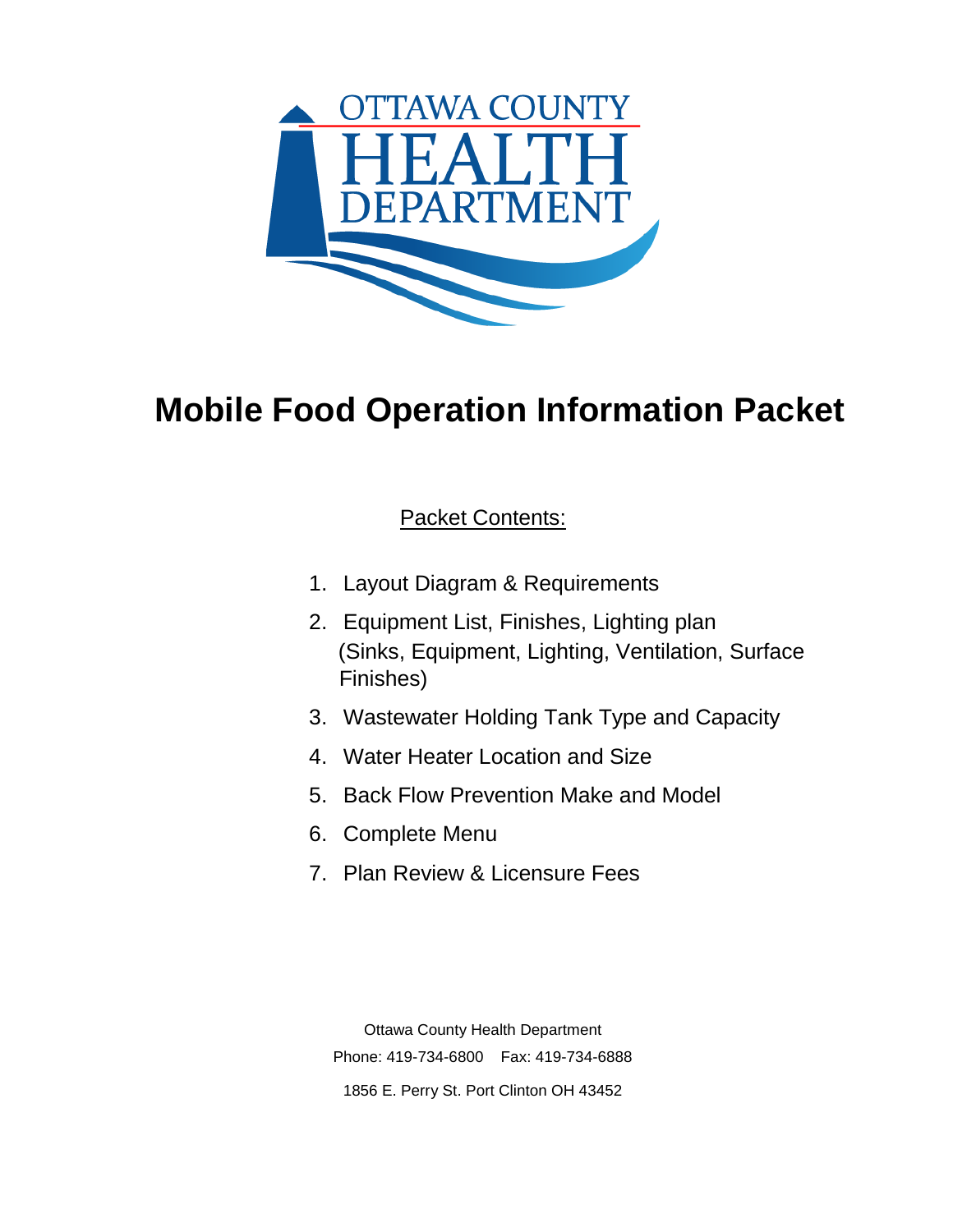OTTAWA COUNTY HEALTH DEPARTMENT

# Mobile Food Operation Information Packet

Packet Contents:

1. Layout Diagram & Requirements
2. Equipment List, Finishes, Lighting plan (Sinks, Equipment, Lighting, Ventilation, Surface Finishes)
3. Wastewater Holding Tank Type and Capacity
4. Water Heater Location and Size
5. Back Flow Prevention Make and Model
6. Complete Menu
7. Plan Review & Licensure Fees

Ottawa County Health Department

Phone: 419-734-6800 Fax: 419-734-6888

1856 E. Perry St. Port Clinton OH 43452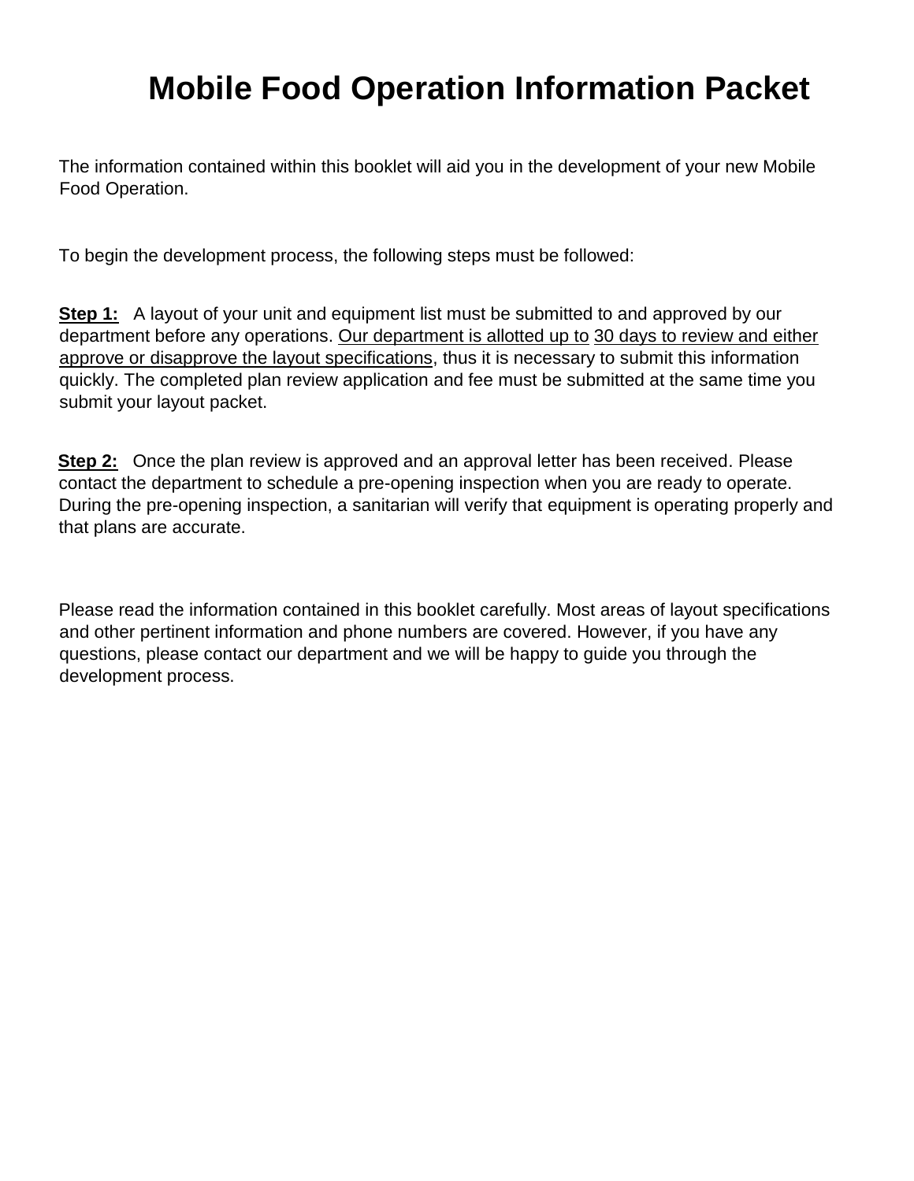# Mobile Food Operation Information Packet

The information contained within this booklet will aid you in the development of your new Mobile Food Operation.

To begin the development process, the following steps must be followed:

**Step 1:** A layout of your unit and equipment list must be submitted to and approved by our department before any operations. Our department is allotted up to 30 days to review and either approve or disapprove the layout specifications, thus it is necessary to submit this information quickly. The completed plan review application and fee must be submitted at the same time you submit your layout packet.

**Step 2:** Once the plan review is approved and an approval letter has been received. Please contact the department to schedule a pre-opening inspection when you are ready to operate. During the pre-opening inspection, a sanitarian will verify that equipment is operating properly and that plans are accurate.

Please read the information contained in this booklet carefully. Most areas of layout specifications and other pertinent information and phone numbers are covered. However, if you have any questions, please contact our department and we will be happy to guide you through the development process.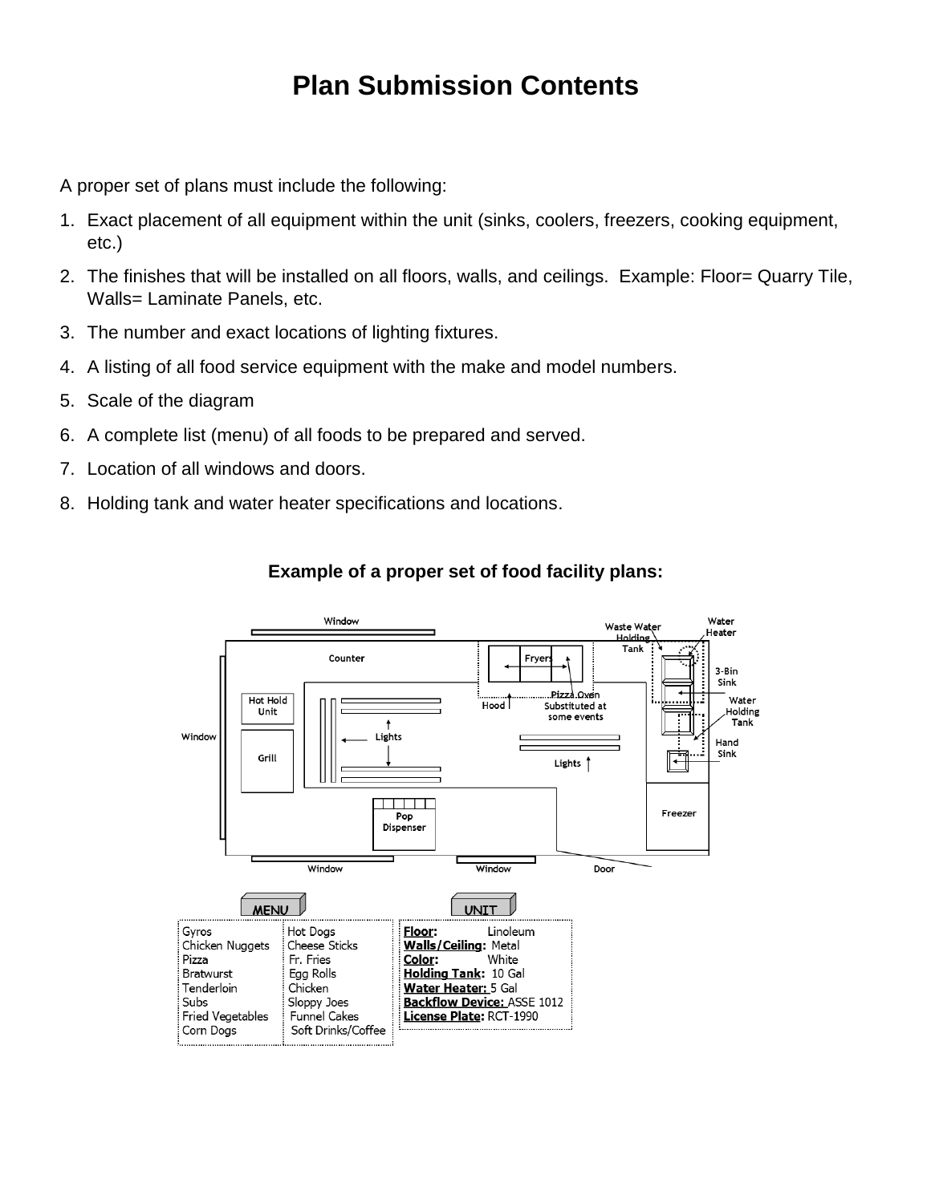# Plan Submission Contents

A proper set of plans must include the following:

1. Exact placement of all equipment within the unit (sinks, coolers, freezers, cooking equipment, etc.)
2. The finishes that will be installed on all floors, walls, and ceilings. Example: Floor= Quarry Tile, Walls= Laminate Panels, etc.
3. The number and exact locations of lighting fixtures.
4. A listing of all food service equipment with the make and model numbers.
5. Scale of the diagram
6. A complete list (menu) of all foods to be prepared and served.
7. Location of all windows and doors.
8. Holding tank and water heater specifications and locations.

**Example of a proper set of food facility plans:**

Window | Waste Water Holding Tank | Water Heater | Counter | Fryers | 3-Bin Sink | Hot Hold Unit | Hood | Pizza Oven Substituted at some events | Water Holding Tank | Window | Lights | Hand Sink | Grill | Lights | Freezer | Pop Dispenser | Window | Window | Door

**MENU**

| | |
|---|---|
| Gyros | Hot Dogs |
| Chicken Nuggets | Cheese Sticks |
| Pizza | Fr. Fries |
| Bratwurst | Egg Rolls |
| Tenderloin | Chicken |
| Subs | Sloppy Joes |
| Fried Vegetables | Funnel Cakes |
| Corn Dogs | Soft Drinks/Coffee |

**UNIT**

**Floor:** Linoleum
**Walls/Ceiling:** Metal
**Color:** White
**Holding Tank:** 10 Gal
**Water Heater:** 5 Gal
**Backflow Device:** ASSE 1012
**License Plate:** RCT-1990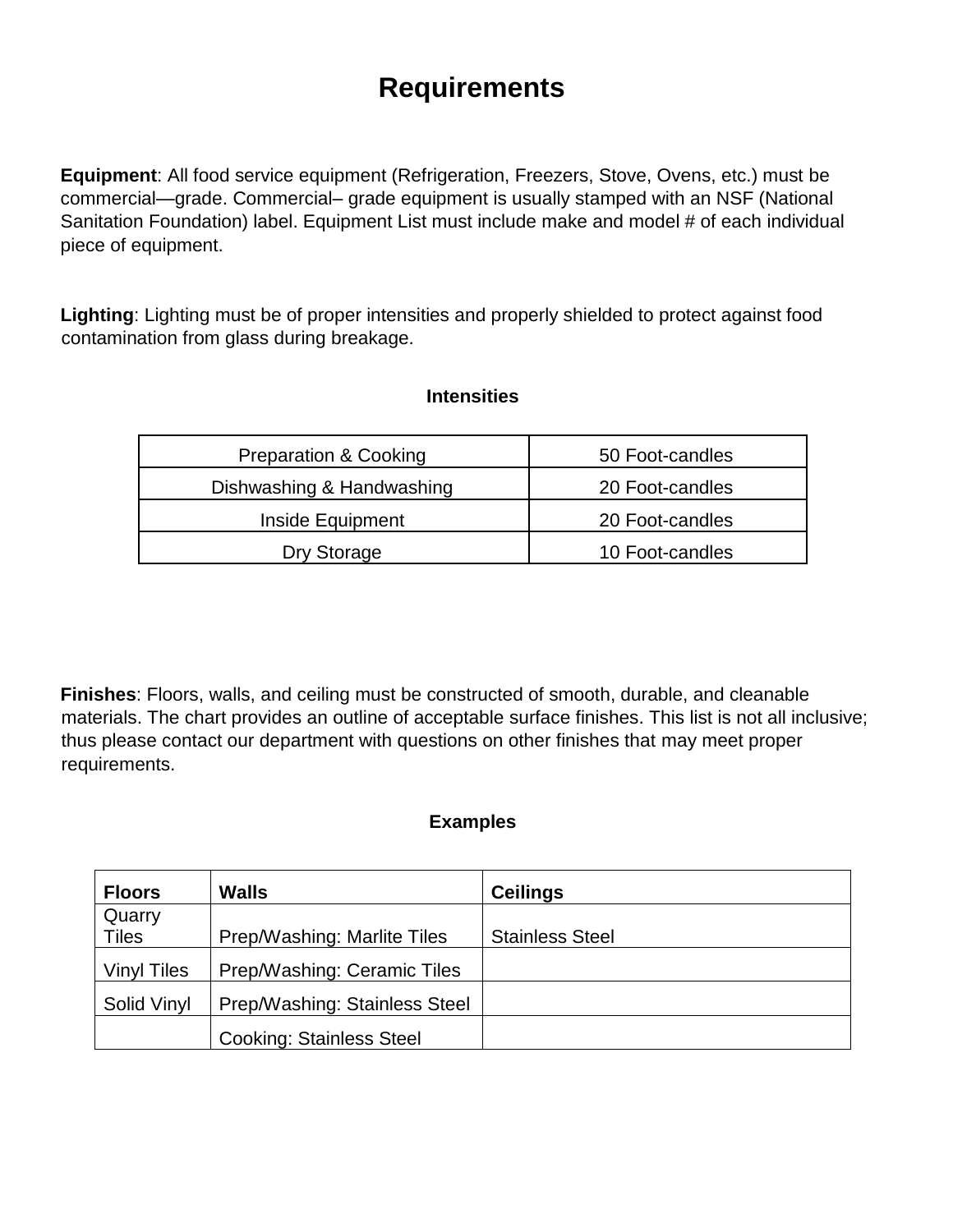# Requirements

**Equipment**: All food service equipment (Refrigeration, Freezers, Stove, Ovens, etc.) must be commercial—grade. Commercial– grade equipment is usually stamped with an NSF (National Sanitation Foundation) label. Equipment List must include make and model # of each individual piece of equipment.

**Lighting**: Lighting must be of proper intensities and properly shielded to protect against food contamination from glass during breakage.

**Intensities**

| | |
|---|---|
| Preparation & Cooking | 50 Foot-candles |
| Dishwashing & Handwashing | 20 Foot-candles |
| Inside Equipment | 20 Foot-candles |
| Dry Storage | 10 Foot-candles |

**Finishes**: Floors, walls, and ceiling must be constructed of smooth, durable, and cleanable materials. The chart provides an outline of acceptable surface finishes. This list is not all inclusive; thus please contact our department with questions on other finishes that may meet proper requirements.

**Examples**

| **Floors** | **Walls** | **Ceilings** |
|---|---|---|
| Quarry Tiles | Prep/Washing: Marlite Tiles | Stainless Steel |
| Vinyl Tiles | Prep/Washing: Ceramic Tiles | |
| Solid Vinyl | Prep/Washing: Stainless Steel | |
| | Cooking: Stainless Steel | |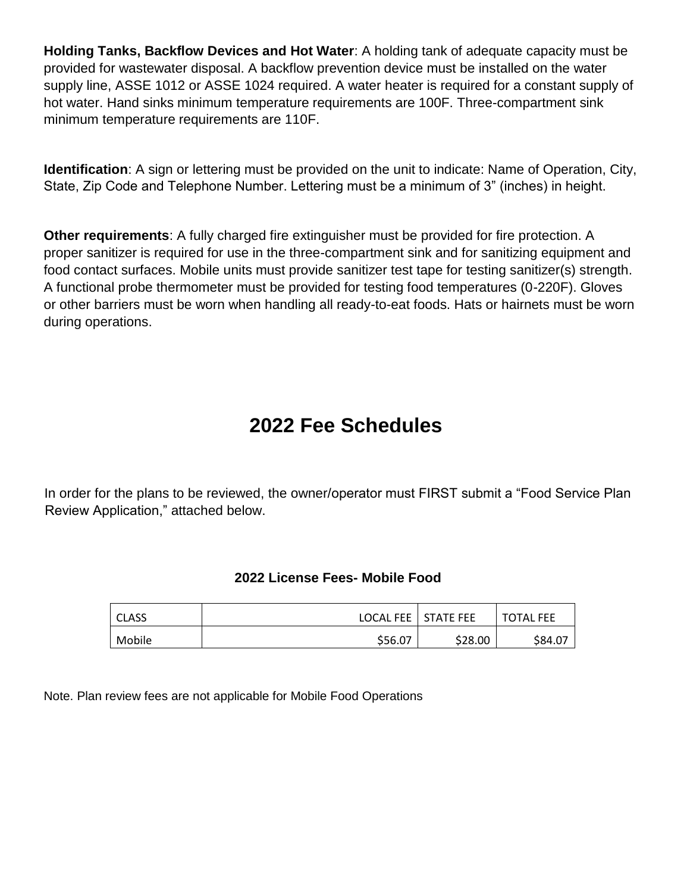**Holding Tanks, Backflow Devices and Hot Water**: A holding tank of adequate capacity must be provided for wastewater disposal. A backflow prevention device must be installed on the water supply line, ASSE 1012 or ASSE 1024 required. A water heater is required for a constant supply of hot water. Hand sinks minimum temperature requirements are 100F. Three-compartment sink minimum temperature requirements are 110F.

**Identification**: A sign or lettering must be provided on the unit to indicate: Name of Operation, City, State, Zip Code and Telephone Number. Lettering must be a minimum of 3" (inches) in height.

**Other requirements**: A fully charged fire extinguisher must be provided for fire protection. A proper sanitizer is required for use in the three-compartment sink and for sanitizing equipment and food contact surfaces. Mobile units must provide sanitizer test tape for testing sanitizer(s) strength. A functional probe thermometer must be provided for testing food temperatures (0-220F). Gloves or other barriers must be worn when handling all ready-to-eat foods. Hats or hairnets must be worn during operations.

# 2022 Fee Schedules

In order for the plans to be reviewed, the owner/operator must FIRST submit a "Food Service Plan Review Application," attached below.

### 2022 License Fees- Mobile Food

| CLASS | LOCAL FEE | STATE FEE | TOTAL FEE |
|---|---|---|---|
| Mobile | $56.07 | $28.00 | $84.07 |

Note. Plan review fees are not applicable for Mobile Food Operations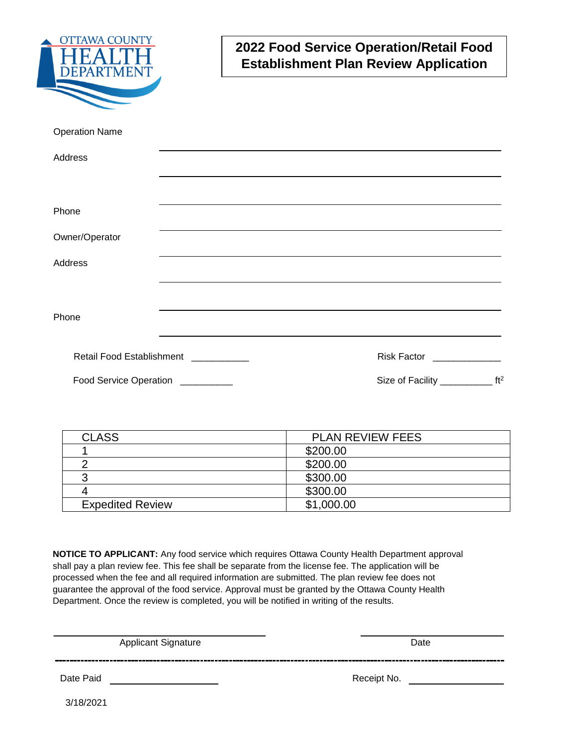OTTAWA COUNTY HEALTH DEPARTMENT

# 2022 Food Service Operation/Retail Food Establishment Plan Review Application

Operation Name \_\_\_\_\_\_\_\_\_\_\_\_\_\_\_\_\_\_\_\_\_\_\_\_\_\_\_\_\_\_\_\_\_\_\_\_\_\_\_\_

Address \_\_\_\_\_\_\_\_\_\_\_\_\_\_\_\_\_\_\_\_\_\_\_\_\_\_\_\_\_\_\_\_\_\_\_\_\_\_\_\_

\_\_\_\_\_\_\_\_\_\_\_\_\_\_\_\_\_\_\_\_\_\_\_\_\_\_\_\_\_\_\_\_\_\_\_\_\_\_\_\_

Phone \_\_\_\_\_\_\_\_\_\_\_\_\_\_\_\_\_\_\_\_\_\_\_\_\_\_\_\_\_\_\_\_\_\_\_\_\_\_\_\_

Owner/Operator \_\_\_\_\_\_\_\_\_\_\_\_\_\_\_\_\_\_\_\_\_\_\_\_\_\_\_\_\_\_\_\_\_\_\_\_\_\_\_\_

Address \_\_\_\_\_\_\_\_\_\_\_\_\_\_\_\_\_\_\_\_\_\_\_\_\_\_\_\_\_\_\_\_\_\_\_\_\_\_\_\_

\_\_\_\_\_\_\_\_\_\_\_\_\_\_\_\_\_\_\_\_\_\_\_\_\_\_\_\_\_\_\_\_\_\_\_\_\_\_\_\_

Phone \_\_\_\_\_\_\_\_\_\_\_\_\_\_\_\_\_\_\_\_\_\_\_\_\_\_\_\_\_\_\_\_\_\_\_\_\_\_\_\_

Retail Food Establishment \_\_\_\_\_\_\_\_\_\_\_ Risk Factor \_\_\_\_\_\_\_\_\_\_\_\_\_

Food Service Operation \_\_\_\_\_\_\_\_\_\_ Size of Facility \_\_\_\_\_\_\_\_\_\_ $ft^2$

| CLASS | PLAN REVIEW FEES |
|---|---|
| 1 | $200.00 |
| 2 | $200.00 |
| 3 | $300.00 |
| 4 | $300.00 |
| Expedited Review | $1,000.00 |

**NOTICE TO APPLICANT:** Any food service which requires Ottawa County Health Department approval shall pay a plan review fee. This fee shall be separate from the license fee. The application will be processed when the fee and all required information are submitted. The plan review fee does not guarantee the approval of the food service. Approval must be granted by the Ottawa County Health Department. Once the review is completed, you will be notified in writing of the results.

\_\_\_\_\_\_\_\_\_\_\_\_\_\_\_\_\_\_\_\_\_\_\_\_\_\_\_\_\_\_ \_\_\_\_\_\_\_\_\_\_\_\_\_\_\_\_\_\_\_\_
Applicant Signature Date

---

Date Paid \_\_\_\_\_\_\_\_\_\_\_\_\_\_\_\_\_\_\_\_ Receipt No. \_\_\_\_\_\_\_\_\_\_\_\_\_\_\_\_\_\_

3/18/2021